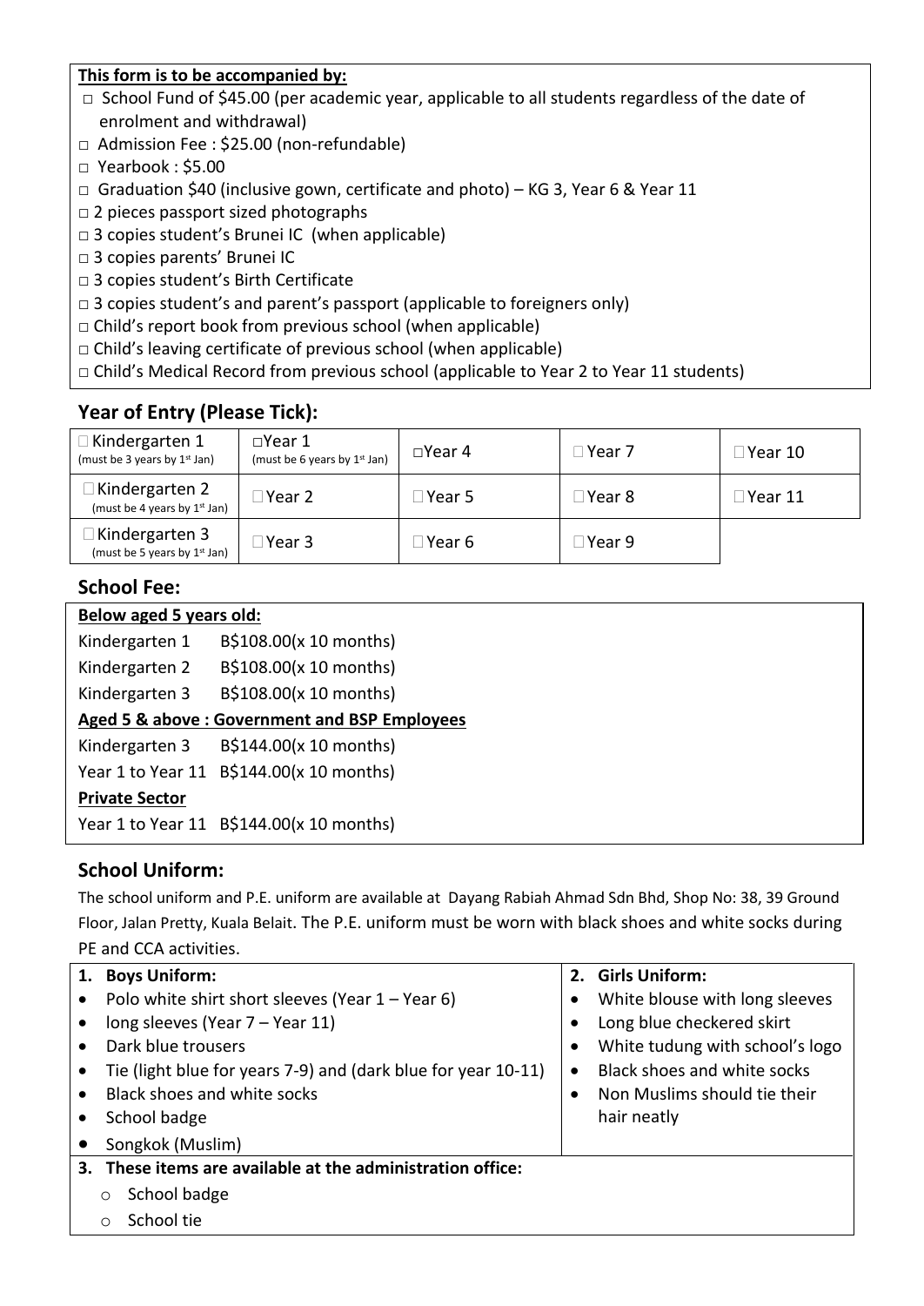**This form is to be accompanied by:**

- □ School Fund of $45.00 (per academic year, applicable to all students regardless of the date of enrolment and withdrawal)
- □ Admission Fee : $25.00 (non-refundable)
- □ Yearbook : $5.00
- □ Graduation $40 (inclusive gown, certificate and photo) – KG 3, Year 6 & Year 11
- □ 2 pieces passport sized photographs
- □ 3 copies student's Brunei IC (when applicable)
- □ 3 copies parents' Brunei IC
- □ 3 copies student's Birth Certificate
- □ 3 copies student's and parent's passport (applicable to foreigners only)
- □ Child's report book from previous school (when applicable)
- □ Child's leaving certificate of previous school (when applicable)
- □ Child's Medical Record from previous school (applicable to Year 2 to Year 11 students)

## Year of Entry (Please Tick):

| | | | | |
|---|---|---|---|---|
| □ Kindergarten 1 (must be 3 years by 1st Jan) | □ Year 1 (must be 6 years by 1st Jan) | □ Year 4 | □ Year 7 | □ Year 10 |
| □ Kindergarten 2 (must be 4 years by 1st Jan) | □ Year 2 | □ Year 5 | □ Year 8 | □ Year 11 |
| □ Kindergarten 3 (must be 5 years by 1st Jan) | □ Year 3 | □ Year 6 | □ Year 9 | |

## School Fee:

**Below aged 5 years old:**

Kindergarten 1 B$108.00(x 10 months)

Kindergarten 2 B$108.00(x 10 months)

Kindergarten 3 B$108.00(x 10 months)

**Aged 5 & above : Government and BSP Employees**

Kindergarten 3 B$144.00(x 10 months)

Year 1 to Year 11 B$144.00(x 10 months)

**Private Sector**

Year 1 to Year 11 B$144.00(x 10 months)

## School Uniform:

The school uniform and P.E. uniform are available at Dayang Rabiah Ahmad Sdn Bhd, Shop No: 38, 39 Ground Floor, Jalan Pretty, Kuala Belait. The P.E. uniform must be worn with black shoes and white socks during PE and CCA activities.

**1. Boys Uniform:**

- Polo white shirt short sleeves (Year 1 – Year 6)
- long sleeves (Year 7 – Year 11)
- Dark blue trousers
- Tie (light blue for years 7-9) and (dark blue for year 10-11)
- Black shoes and white socks
- School badge
- Songkok (Muslim)

**2. Girls Uniform:**

- White blouse with long sleeves
- Long blue checkered skirt
- White tudung with school's logo
- Black shoes and white socks
- Non Muslims should tie their hair neatly

**3. These items are available at the administration office:**

- School badge
- School tie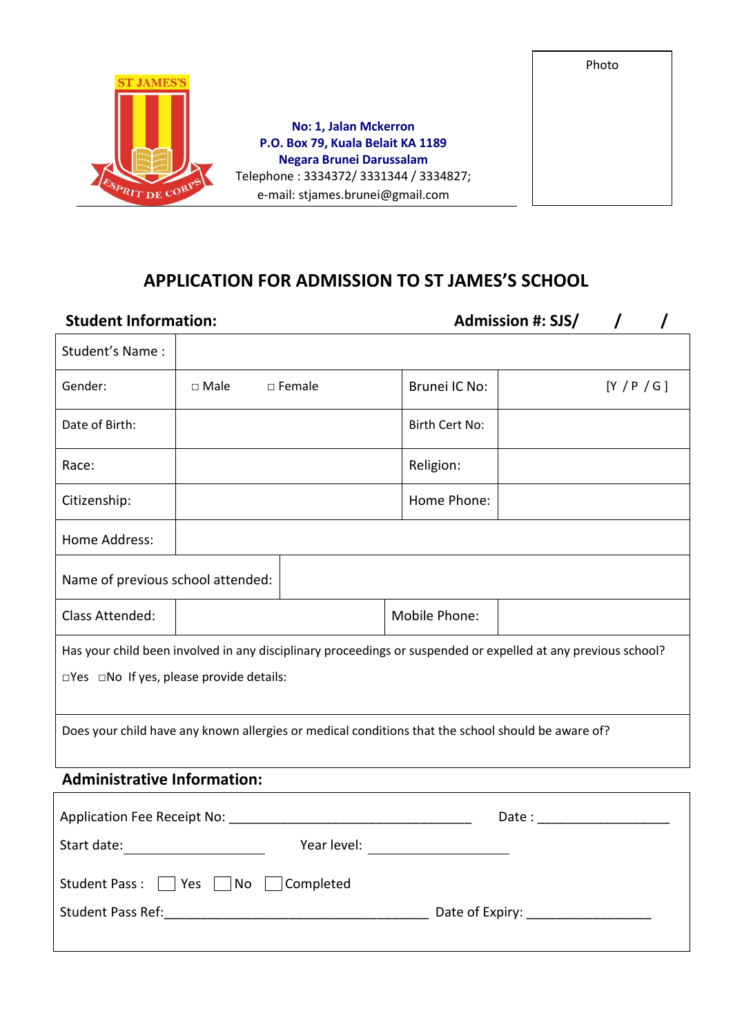ST JAMES'S

ESPRIT DE CORPS

**No: 1, Jalan Mckerron**
**P.O. Box 79, Kuala Belait KA 1189**
**Negara Brunei Darussalam**
Telephone : 3334372/ 3331344 / 3334827;
e-mail: stjames.brunei@gmail.com

Photo

# APPLICATION FOR ADMISSION TO ST JAMES'S SCHOOL

**Student Information:** **Admission #: SJS/ / /**

| Student's Name : | | | |
|---|---|---|---|
| Gender: | □ Male □ Female | Brunei IC No: | [Y / P / G ] |
| Date of Birth: | | Birth Cert No: | |
| Race: | | Religion: | |
| Citizenship: | | Home Phone: | |
| Home Address: | | | |
| Name of previous school attended: | | | |
| Class Attended: | | Mobile Phone: | |
| Has your child been involved in any disciplinary proceedings or suspended or expelled at any previous school? □Yes □No If yes, please provide details: | | | |
| Does your child have any known allergies or medical conditions that the school should be aware of? | | | |

**Administrative Information:**

Application Fee Receipt No: ___________________________________ Date : ___________________

Start date: ____________________ Year level: ____________________

Student Pass : ☐ Yes ☐ No ☐ Completed

Student Pass Ref:______________________________________ Date of Expiry: _________________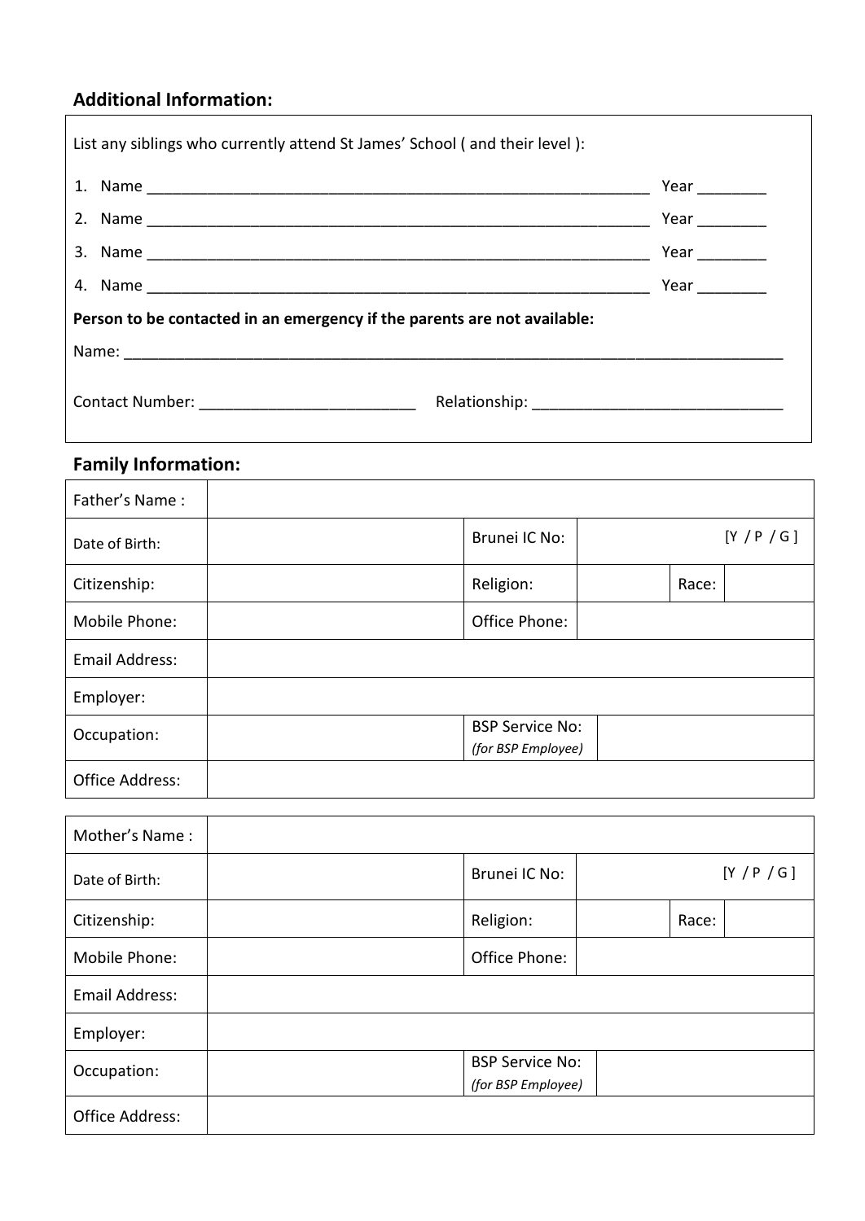## Additional Information:

List any siblings who currently attend St James' School ( and their level ):

1. Name ____________________________________________________________ Year ________
2. Name ____________________________________________________________ Year ________
3. Name ____________________________________________________________ Year ________
4. Name ____________________________________________________________ Year ________

**Person to be contacted in an emergency if the parents are not available:**

Name: ________________________________________________________________________________

Contact Number: _________________________ Relationship: _____________________________

## Family Information:

| Father's Name : | | | | | |
|---|---|---|---|---|---|
| Date of Birth: | | Brunei IC No: | [Y / P / G ] | | |
| Citizenship: | | Religion: | | Race: | |
| Mobile Phone: | | Office Phone: | | | |
| Email Address: | | | | | |
| Employer: | | | | | |
| Occupation: | | BSP Service No: *(for BSP Employee)* | | | |
| Office Address: | | | | | |

| Mother's Name : | | | | | |
|---|---|---|---|---|---|
| Date of Birth: | | Brunei IC No: | [Y / P / G ] | | |
| Citizenship: | | Religion: | | Race: | |
| Mobile Phone: | | Office Phone: | | | |
| Email Address: | | | | | |
| Employer: | | | | | |
| Occupation: | | BSP Service No: *(for BSP Employee)* | | | |
| Office Address: | | | | | |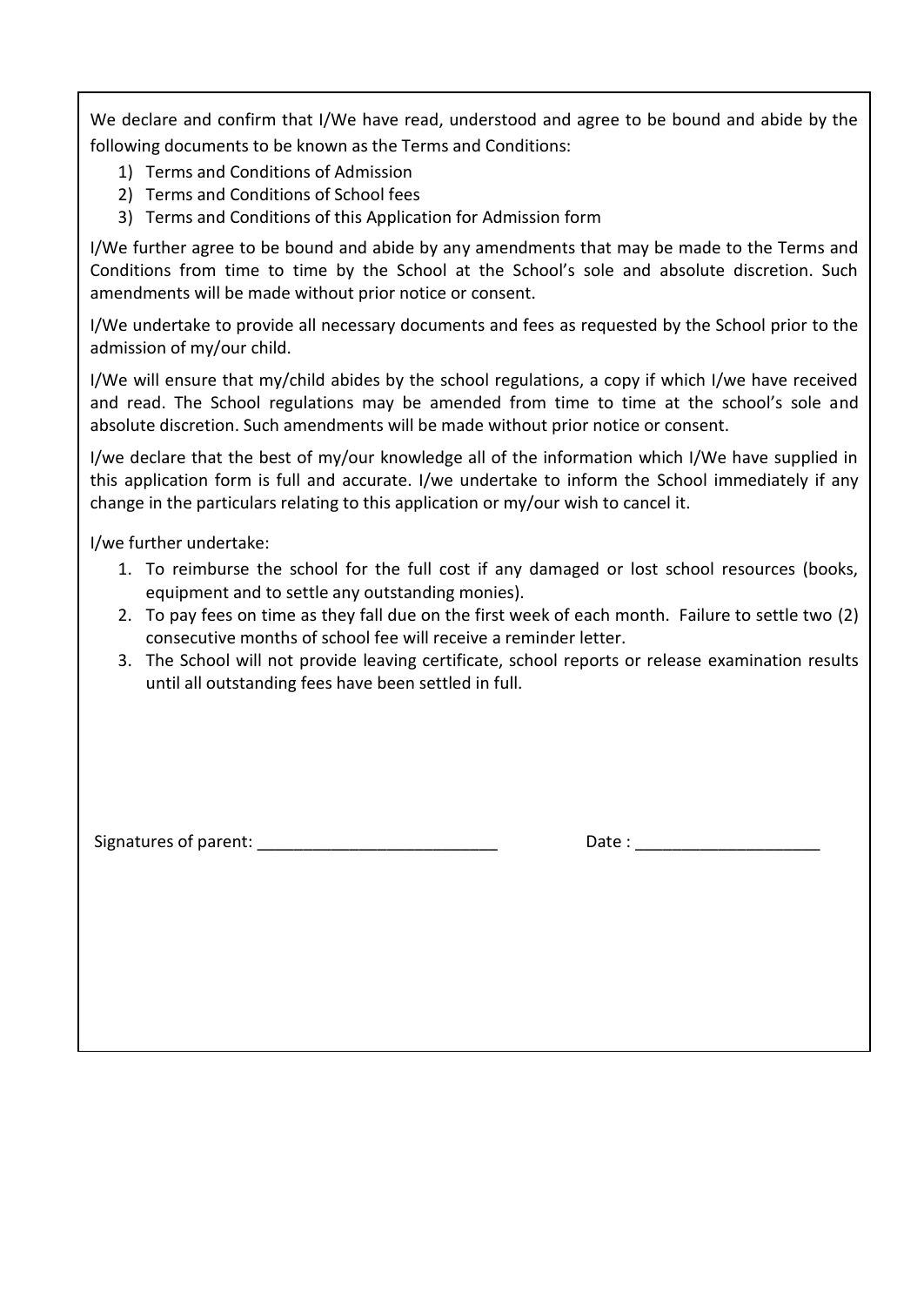We declare and confirm that I/We have read, understood and agree to be bound and abide by the following documents to be known as the Terms and Conditions:

1) Terms and Conditions of Admission
2) Terms and Conditions of School fees
3) Terms and Conditions of this Application for Admission form

I/We further agree to be bound and abide by any amendments that may be made to the Terms and Conditions from time to time by the School at the School's sole and absolute discretion. Such amendments will be made without prior notice or consent.

I/We undertake to provide all necessary documents and fees as requested by the School prior to the admission of my/our child.

I/We will ensure that my/child abides by the school regulations, a copy if which I/we have received and read. The School regulations may be amended from time to time at the school's sole and absolute discretion. Such amendments will be made without prior notice or consent.

I/we declare that the best of my/our knowledge all of the information which I/We have supplied in this application form is full and accurate. I/we undertake to inform the School immediately if any change in the particulars relating to this application or my/our wish to cancel it.

I/we further undertake:

1. To reimburse the school for the full cost if any damaged or lost school resources (books, equipment and to settle any outstanding monies).
2. To pay fees on time as they fall due on the first week of each month. Failure to settle two (2) consecutive months of school fee will receive a reminder letter.
3. The School will not provide leaving certificate, school reports or release examination results until all outstanding fees have been settled in full.

Signatures of parent: ___________________________ Date : ____________________